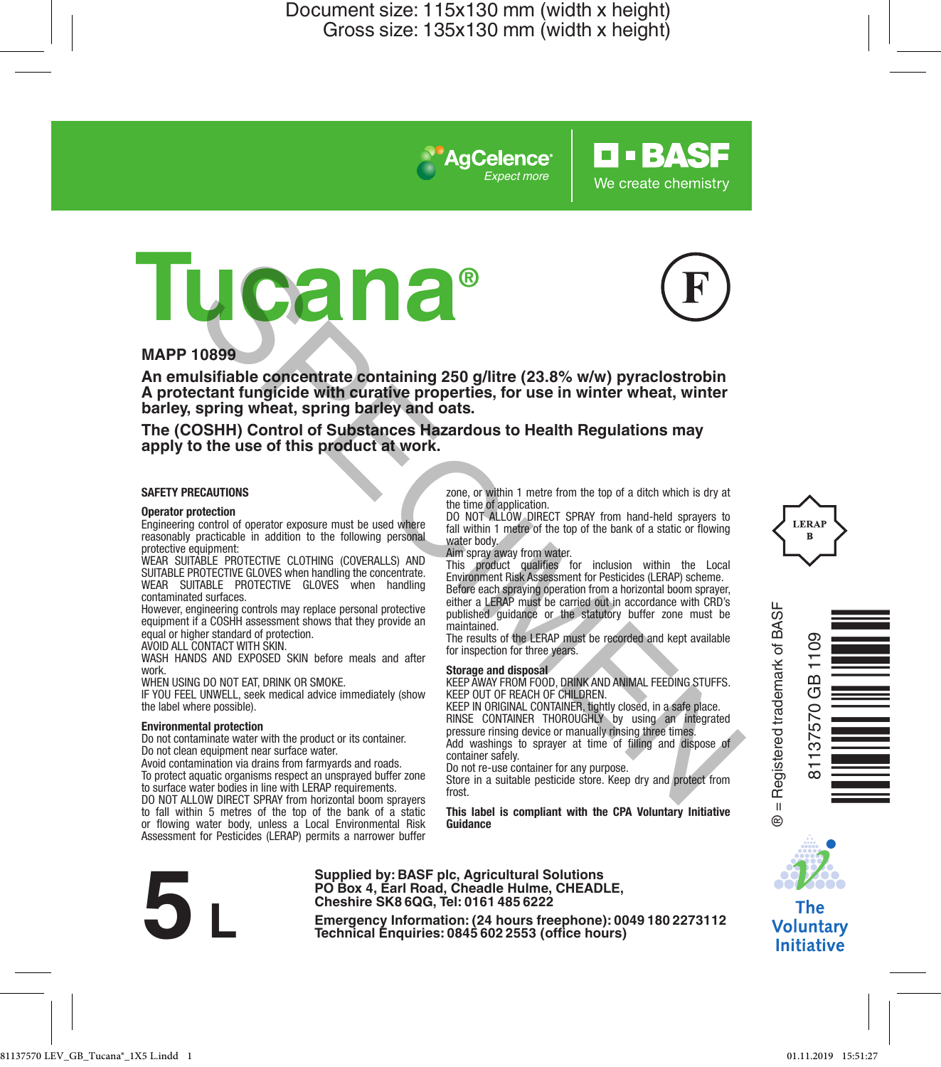AgCelence® Expect more

BASF We create chemistry

# Tucana®

F

**MAPP 10899**

**An emulsifiable concentrate containing 250 g/litre (23.8% w/w) pyraclostrobin**
**A protectant fungicide with curative properties, for use in winter wheat, winter barley, spring wheat, spring barley and oats.**

**The (COSHH) Control of Substances Hazardous to Health Regulations may apply to the use of this product at work.**

## SAFETY PRECAUTIONS

### Operator protection

Engineering control of operator exposure must be used where reasonably practicable in addition to the following personal protective equipment:

WEAR SUITABLE PROTECTIVE CLOTHING (COVERALLS) AND SUITABLE PROTECTIVE GLOVES when handling the concentrate.

WEAR SUITABLE PROTECTIVE GLOVES when handling contaminated surfaces.

However, engineering controls may replace personal protective equipment if a COSHH assessment shows that they provide an equal or higher standard of protection.

AVOID ALL CONTACT WITH SKIN.

WASH HANDS AND EXPOSED SKIN before meals and after work.

WHEN USING DO NOT EAT, DRINK OR SMOKE.

IF YOU FEEL UNWELL, seek medical advice immediately (show the label where possible).

### Environmental protection

Do not contaminate water with the product or its container.

Do not clean equipment near surface water.

Avoid contamination via drains from farmyards and roads.

To protect aquatic organisms respect an unsprayed buffer zone to surface water bodies in line with LERAP requirements.

DO NOT ALLOW DIRECT SPRAY from horizontal boom sprayers to fall within 5 metres of the top of the bank of a static or flowing water body, unless a Local Environmental Risk Assessment for Pesticides (LERAP) permits a narrower buffer zone, or within 1 metre from the top of a ditch which is dry at the time of application.

DO NOT ALLOW DIRECT SPRAY from hand-held sprayers to fall within 1 metre of the top of the bank of a static or flowing water body.

Aim spray away from water.

This product qualifies for inclusion within the Local Environment Risk Assessment for Pesticides (LERAP) scheme. Before each spraying operation from a horizontal boom sprayer, either a LERAP must be carried out in accordance with CRD's published guidance or the statutory buffer zone must be maintained.

The results of the LERAP must be recorded and kept available for inspection for three years.

### Storage and disposal

KEEP AWAY FROM FOOD, DRINK AND ANIMAL FEEDING STUFFS.

KEEP OUT OF REACH OF CHILDREN.

KEEP IN ORIGINAL CONTAINER, tightly closed, in a safe place.

RINSE CONTAINER THOROUGHLY by using an integrated pressure rinsing device or manually rinsing three times.

Add washings to sprayer at time of filling and dispose of container safely.

Do not re-use container for any purpose.

Store in a suitable pesticide store. Keep dry and protect from frost.

**This label is compliant with the CPA Voluntary Initiative Guidance**

LERAP B

® = Registered trademark of BASF

81137570 GB 1109

The Voluntary Initiative

**5 L**

**Supplied by: BASF plc, Agricultural Solutions**
**PO Box 4, Earl Road, Cheadle Hulme, CHEADLE, Cheshire SK8 6QG, Tel: 0161 485 6222**

**Emergency Information: (24 hours freephone): 0049 180 2273112**
**Technical Enquiries: 0845 602 2553 (office hours)**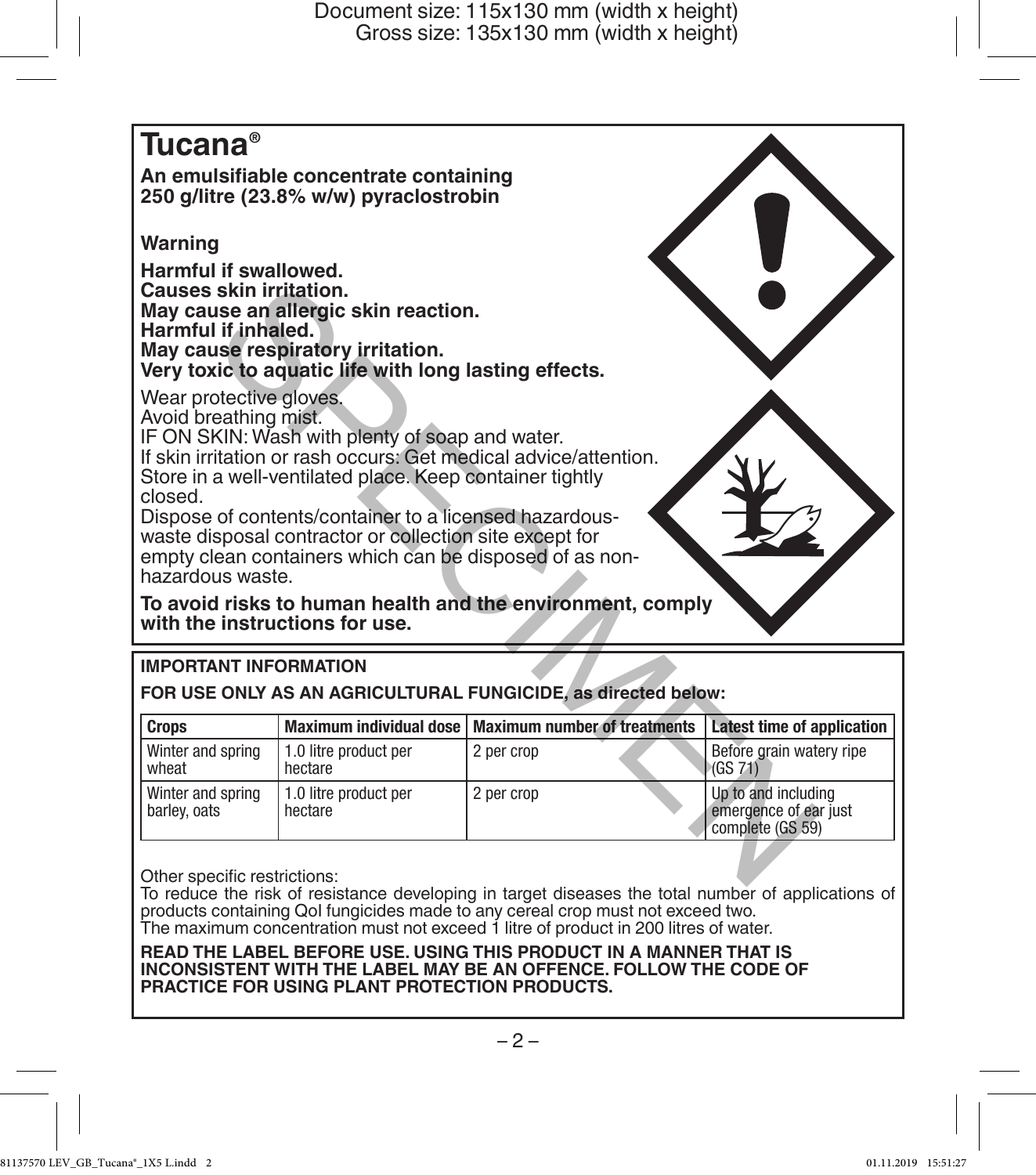# Tucana®

**An emulsifiable concentrate containing 250 g/litre (23.8% w/w) pyraclostrobin**

**Warning**

**Harmful if swallowed.**
**Causes skin irritation.**
**May cause an allergic skin reaction.**
**Harmful if inhaled.**
**May cause respiratory irritation.**
**Very toxic to aquatic life with long lasting effects.**

Wear protective gloves.
Avoid breathing mist.
IF ON SKIN: Wash with plenty of soap and water.
If skin irritation or rash occurs: Get medical advice/attention.
Store in a well-ventilated place. Keep container tightly closed.
Dispose of contents/container to a licensed hazardous-waste disposal contractor or collection site except for empty clean containers which can be disposed of as non-hazardous waste.

**To avoid risks to human health and the environment, comply with the instructions for use.**

**IMPORTANT INFORMATION**

**FOR USE ONLY AS AN AGRICULTURAL FUNGICIDE, as directed below:**

| Crops | Maximum individual dose | Maximum number of treatments | Latest time of application |
|---|---|---|---|
| Winter and spring wheat | 1.0 litre product per hectare | 2 per crop | Before grain watery ripe (GS 71) |
| Winter and spring barley, oats | 1.0 litre product per hectare | 2 per crop | Up to and including emergence of ear just complete (GS 59) |

Other specific restrictions:
To reduce the risk of resistance developing in target diseases the total number of applications of products containing QoI fungicides made to any cereal crop must not exceed two.
The maximum concentration must not exceed 1 litre of product in 200 litres of water.

**READ THE LABEL BEFORE USE. USING THIS PRODUCT IN A MANNER THAT IS INCONSISTENT WITH THE LABEL MAY BE AN OFFENCE. FOLLOW THE CODE OF PRACTICE FOR USING PLANT PROTECTION PRODUCTS.**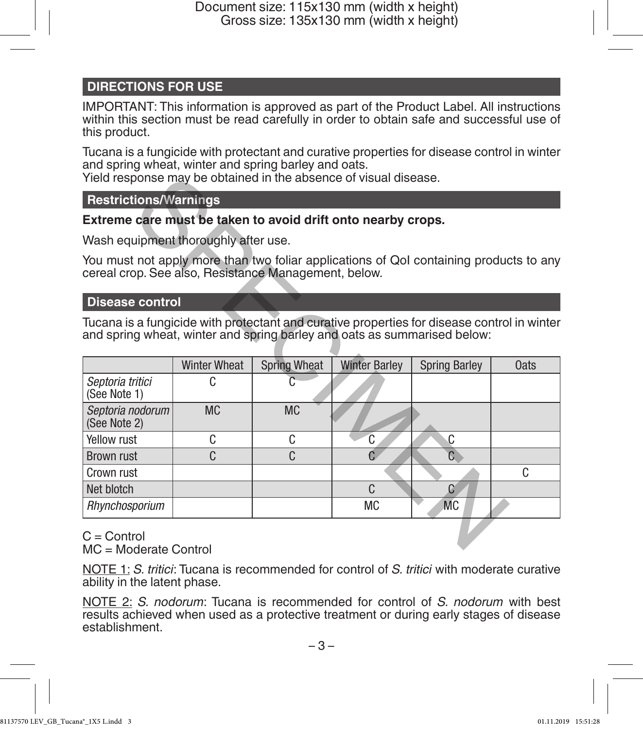## DIRECTIONS FOR USE

IMPORTANT: This information is approved as part of the Product Label. All instructions within this section must be read carefully in order to obtain safe and successful use of this product.

Tucana is a fungicide with protectant and curative properties for disease control in winter and spring wheat, winter and spring barley and oats.
Yield response may be obtained in the absence of visual disease.

### Restrictions/Warnings

**Extreme care must be taken to avoid drift onto nearby crops.**

Wash equipment thoroughly after use.

You must not apply more than two foliar applications of QoI containing products to any cereal crop. See also, Resistance Management, below.

### Disease control

Tucana is a fungicide with protectant and curative properties for disease control in winter and spring wheat, winter and spring barley and oats as summarised below:

| | Winter Wheat | Spring Wheat | Winter Barley | Spring Barley | Oats |
|---|---|---|---|---|---|
| *Septoria tritici* (See Note 1) | C | C | | | |
| *Septoria nodorum* (See Note 2) | MC | MC | | | |
| Yellow rust | C | C | C | C | |
| Brown rust | C | C | C | C | |
| Crown rust | | | | | C |
| Net blotch | | | C | C | |
| *Rhynchosporium* | | | MC | MC | |

C = Control
MC = Moderate Control

NOTE 1: *S. tritici*: Tucana is recommended for control of *S. tritici* with moderate curative ability in the latent phase.

NOTE 2: *S. nodorum*: Tucana is recommended for control of *S. nodorum* with best results achieved when used as a protective treatment or during early stages of disease establishment.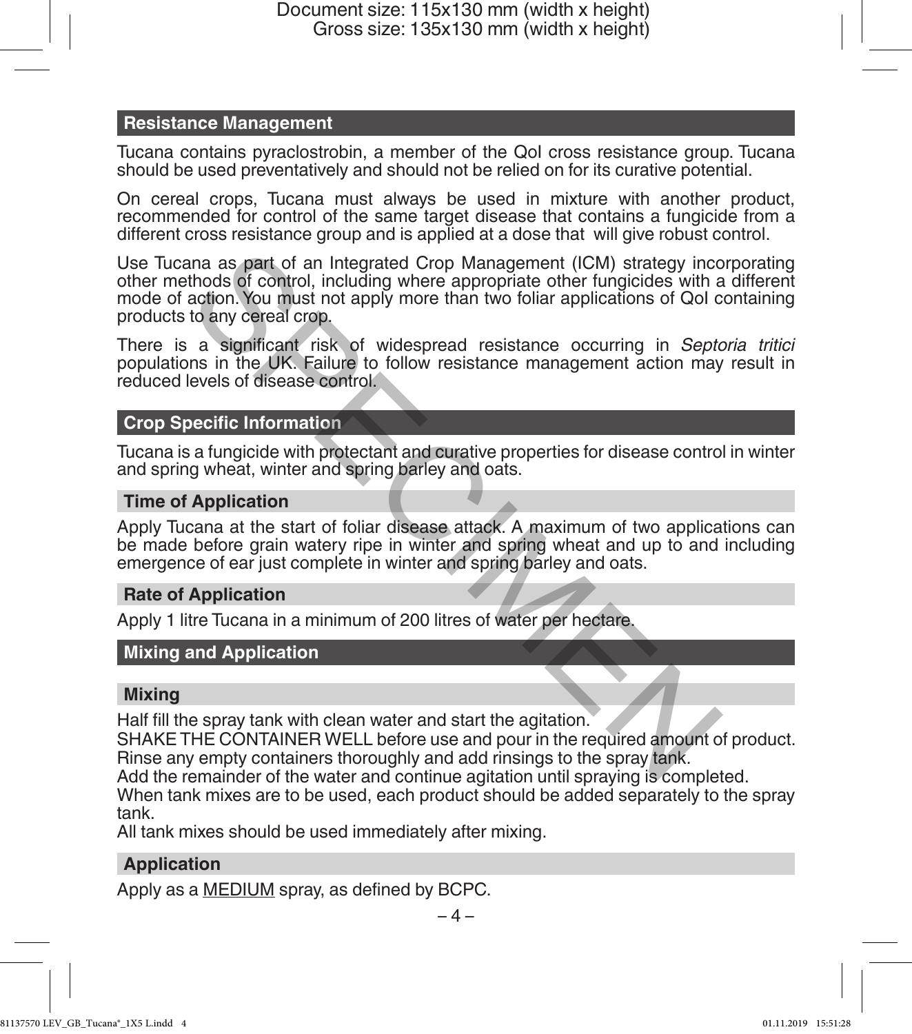## Resistance Management

Tucana contains pyraclostrobin, a member of the QoI cross resistance group. Tucana should be used preventatively and should not be relied on for its curative potential.

On cereal crops, Tucana must always be used in mixture with another product, recommended for control of the same target disease that contains a fungicide from a different cross resistance group and is applied at a dose that will give robust control.

Use Tucana as part of an Integrated Crop Management (ICM) strategy incorporating other methods of control, including where appropriate other fungicides with a different mode of action. You must not apply more than two foliar applications of QoI containing products to any cereal crop.

There is a significant risk of widespread resistance occurring in *Septoria tritici* populations in the UK. Failure to follow resistance management action may result in reduced levels of disease control.

## Crop Specific Information

Tucana is a fungicide with protectant and curative properties for disease control in winter and spring wheat, winter and spring barley and oats.

### Time of Application

Apply Tucana at the start of foliar disease attack. A maximum of two applications can be made before grain watery ripe in winter and spring wheat and up to and including emergence of ear just complete in winter and spring barley and oats.

### Rate of Application

Apply 1 litre Tucana in a minimum of 200 litres of water per hectare.

## Mixing and Application

### Mixing

Half fill the spray tank with clean water and start the agitation.
SHAKE THE CONTAINER WELL before use and pour in the required amount of product.
Rinse any empty containers thoroughly and add rinsings to the spray tank.
Add the remainder of the water and continue agitation until spraying is completed.
When tank mixes are to be used, each product should be added separately to the spray tank.
All tank mixes should be used immediately after mixing.

### Application

Apply as a <u>MEDIUM</u> spray, as defined by BCPC.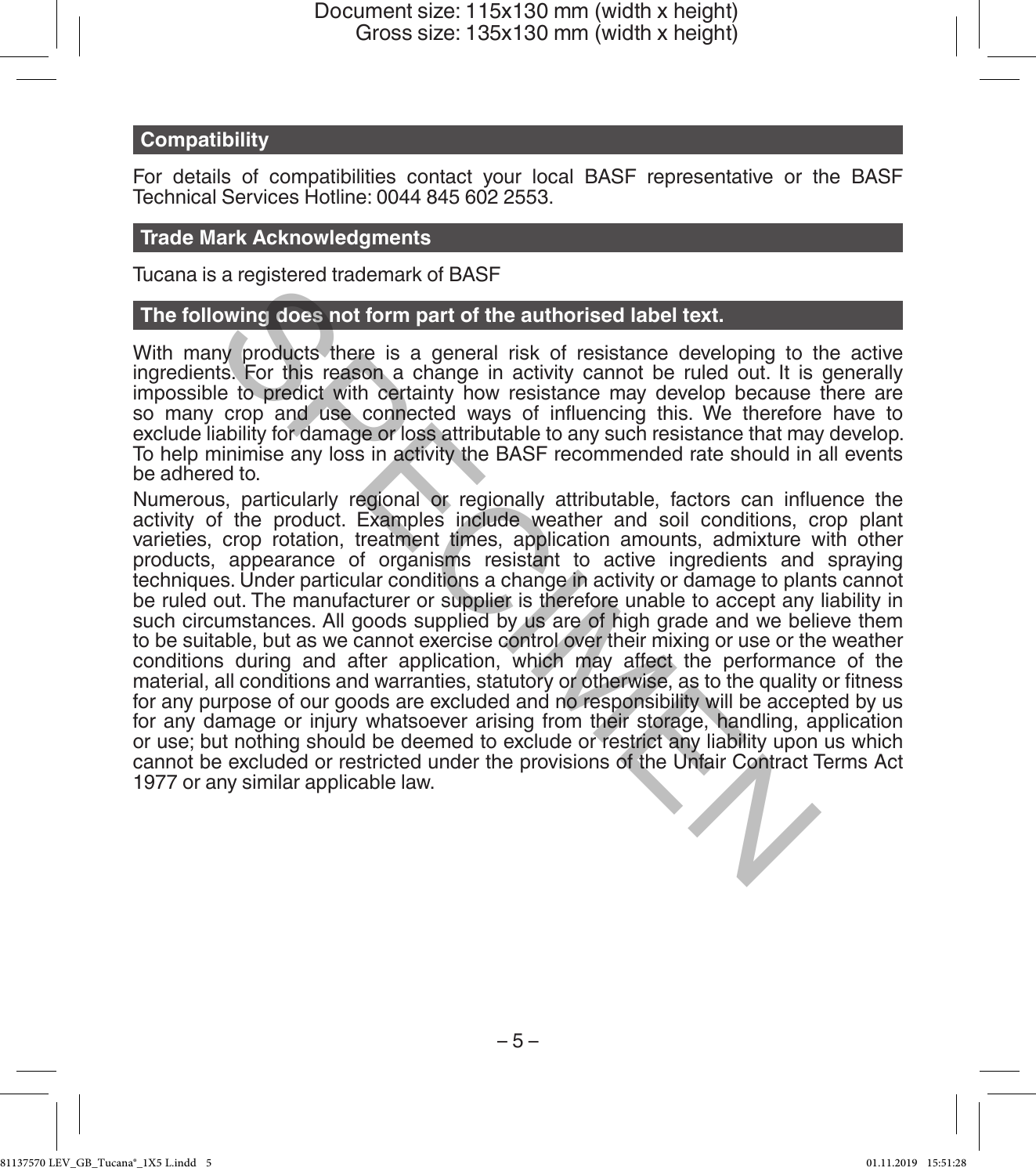## Compatibility

For details of compatibilities contact your local BASF representative or the BASF Technical Services Hotline: 0044 845 602 2553.

## Trade Mark Acknowledgments

Tucana is a registered trademark of BASF

## The following does not form part of the authorised label text.

With many products there is a general risk of resistance developing to the active ingredients. For this reason a change in activity cannot be ruled out. It is generally impossible to predict with certainty how resistance may develop because there are so many crop and use connected ways of influencing this. We therefore have to exclude liability for damage or loss attributable to any such resistance that may develop. To help minimise any loss in activity the BASF recommended rate should in all events be adhered to.

Numerous, particularly regional or regionally attributable, factors can influence the activity of the product. Examples include weather and soil conditions, crop plant varieties, crop rotation, treatment times, application amounts, admixture with other products, appearance of organisms resistant to active ingredients and spraying techniques. Under particular conditions a change in activity or damage to plants cannot be ruled out. The manufacturer or supplier is therefore unable to accept any liability in such circumstances. All goods supplied by us are of high grade and we believe them to be suitable, but as we cannot exercise control over their mixing or use or the weather conditions during and after application, which may affect the performance of the material, all conditions and warranties, statutory or otherwise, as to the quality or fitness for any purpose of our goods are excluded and no responsibility will be accepted by us for any damage or injury whatsoever arising from their storage, handling, application or use; but nothing should be deemed to exclude or restrict any liability upon us which cannot be excluded or restricted under the provisions of the Unfair Contract Terms Act 1977 or any similar applicable law.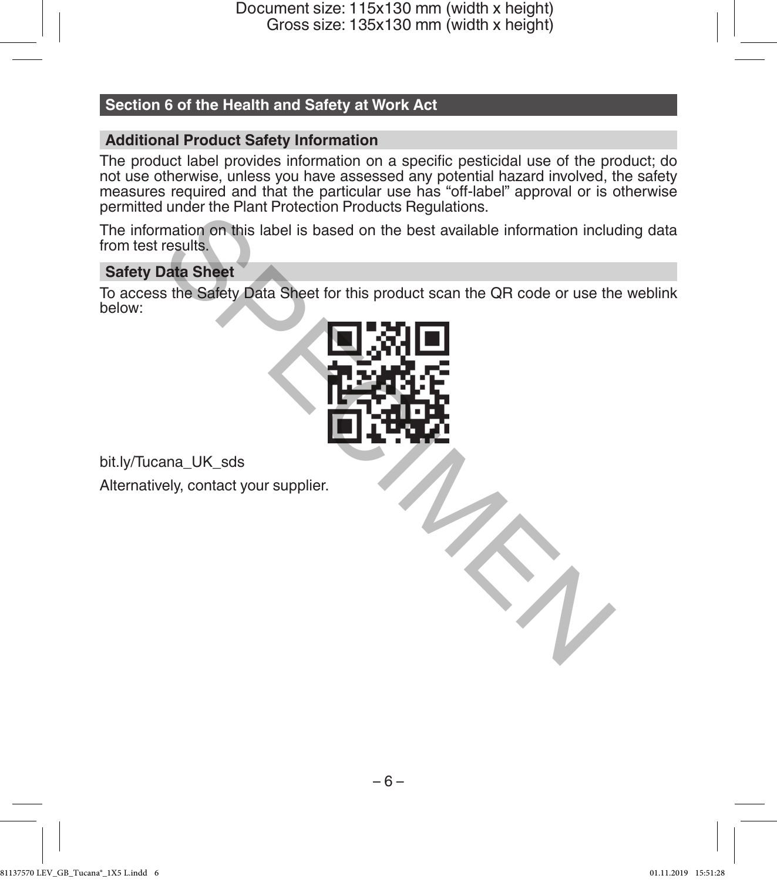## Section 6 of the Health and Safety at Work Act

### Additional Product Safety Information

The product label provides information on a specific pesticidal use of the product; do not use otherwise, unless you have assessed any potential hazard involved, the safety measures required and that the particular use has "off-label" approval or is otherwise permitted under the Plant Protection Products Regulations.

The information on this label is based on the best available information including data from test results.

### Safety Data Sheet

To access the Safety Data Sheet for this product scan the QR code or use the weblink below:

bit.ly/Tucana_UK_sds

Alternatively, contact your supplier.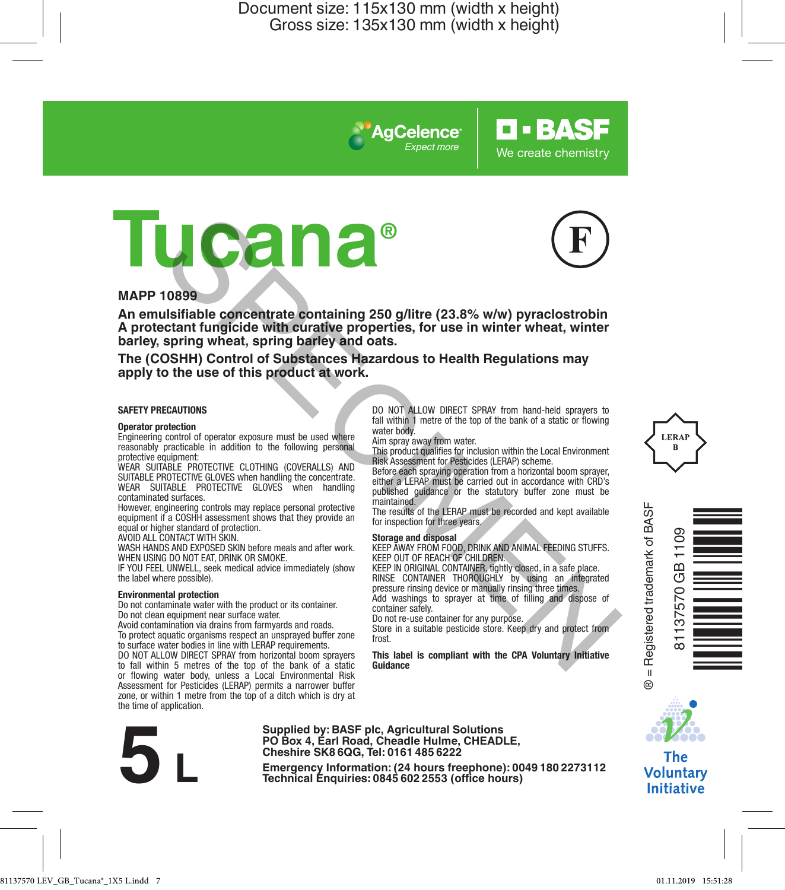Document size: 115x130 mm (width x height)
Gross size: 135x130 mm (width x height)

AgCelence® Expect more

BASF We create chemistry

# Tucana®

F

**MAPP 10899**

**An emulsifiable concentrate containing 250 g/litre (23.8% w/w) pyraclostrobin**
**A protectant fungicide with curative properties, for use in winter wheat, winter barley, spring wheat, spring barley and oats.**

**The (COSHH) Control of Substances Hazardous to Health Regulations may apply to the use of this product at work.**

SPECIMEN

### SAFETY PRECAUTIONS

**Operator protection**

Engineering control of operator exposure must be used where reasonably practicable in addition to the following personal protective equipment:
WEAR SUITABLE PROTECTIVE CLOTHING (COVERALLS) AND SUITABLE PROTECTIVE GLOVES when handling the concentrate.
WEAR SUITABLE PROTECTIVE GLOVES when handling contaminated surfaces.
However, engineering controls may replace personal protective equipment if a COSHH assessment shows that they provide an equal or higher standard of protection.
AVOID ALL CONTACT WITH SKIN.
WASH HANDS AND EXPOSED SKIN before meals and after work.
WHEN USING DO NOT EAT, DRINK OR SMOKE.
IF YOU FEEL UNWELL, seek medical advice immediately (show the label where possible).

**Environmental protection**

Do not contaminate water with the product or its container.
Do not clean equipment near surface water.
Avoid contamination via drains from farmyards and roads.
To protect aquatic organisms respect an unsprayed buffer zone to surface water bodies in line with LERAP requirements.
DO NOT ALLOW DIRECT SPRAY from horizontal boom sprayers to fall within 5 metres of the top of the bank of a static or flowing water body, unless a Local Environmental Risk Assessment for Pesticides (LERAP) permits a narrower buffer zone, or within 1 metre from the top of a ditch which is dry at the time of application.
DO NOT ALLOW DIRECT SPRAY from hand-held sprayers to fall within 1 metre of the top of the bank of a static or flowing water body.
Aim spray away from water.
This product qualifies for inclusion within the Local Environment Risk Assessment for Pesticides (LERAP) scheme.
Before each spraying operation from a horizontal boom sprayer, either a LERAP must be carried out in accordance with CRD's published guidance or the statutory buffer zone must be maintained.
The results of the LERAP must be recorded and kept available for inspection for three years.

**Storage and disposal**

KEEP AWAY FROM FOOD, DRINK AND ANIMAL FEEDING STUFFS.
KEEP OUT OF REACH OF CHILDREN.
KEEP IN ORIGINAL CONTAINER, tightly closed, in a safe place.
RINSE CONTAINER THOROUGHLY by using an integrated pressure rinsing device or manually rinsing three times.
Add washings to sprayer at time of filling and dispose of container safely.
Do not re-use container for any purpose.
Store in a suitable pesticide store. Keep dry and protect from frost.

**This label is compliant with the CPA Voluntary Initiative Guidance**

LERAP B

® = Registered trademark of BASF

81137570 GB 1109

The Voluntary Initiative

**5 L**

**Supplied by: BASF plc, Agricultural Solutions**
**PO Box 4, Earl Road, Cheadle Hulme, CHEADLE,**
**Cheshire SK8 6QG, Tel: 0161 485 6222**

**Emergency Information: (24 hours freephone): 0049 180 2273112**
**Technical Enquiries: 0845 602 2553 (office hours)**